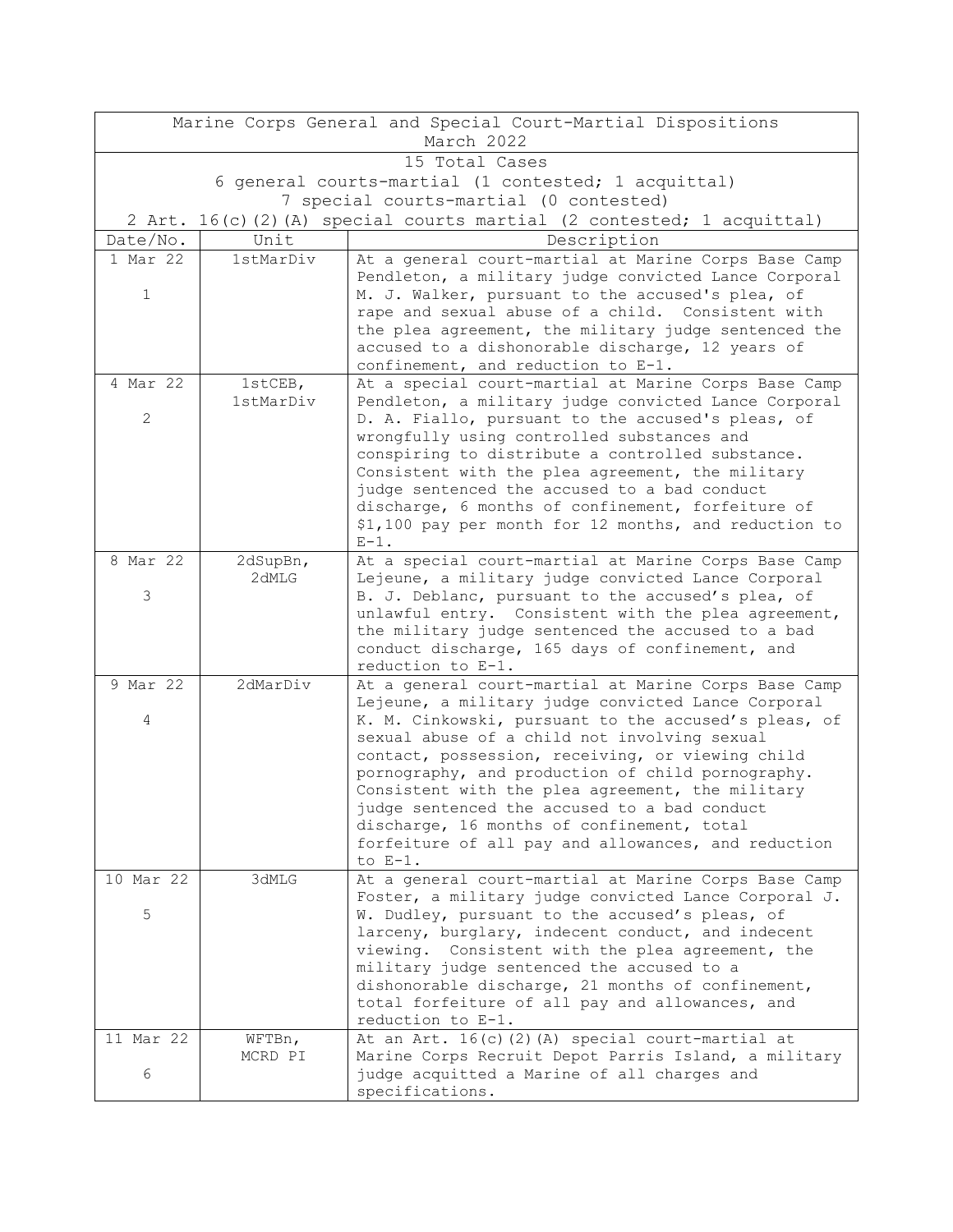Marine Corps General and Special Court-Martial Dispositions
March 2022

15 Total Cases
6 general courts-martial (1 contested; 1 acquittal)
7 special courts-martial (0 contested)
2 Art. 16(c)(2)(A) special courts martial (2 contested; 1 acquittal)

| Date/No. | Unit | Description |
|---|---|---|
| 1 Mar 22<br><br>1 | 1stMarDiv | At a general court-martial at Marine Corps Base Camp Pendleton, a military judge convicted Lance Corporal M. J. Walker, pursuant to the accused's plea, of rape and sexual abuse of a child. Consistent with the plea agreement, the military judge sentenced the accused to a dishonorable discharge, 12 years of confinement, and reduction to E-1. |
| 4 Mar 22<br><br>2 | 1stCEB, 1stMarDiv | At a special court-martial at Marine Corps Base Camp Pendleton, a military judge convicted Lance Corporal D. A. Fiallo, pursuant to the accused's pleas, of wrongfully using controlled substances and conspiring to distribute a controlled substance. Consistent with the plea agreement, the military judge sentenced the accused to a bad conduct discharge, 6 months of confinement, forfeiture of $1,100 pay per month for 12 months, and reduction to E-1. |
| 8 Mar 22<br><br>3 | 2dSupBn, 2dMLG | At a special court-martial at Marine Corps Base Camp Lejeune, a military judge convicted Lance Corporal B. J. Deblanc, pursuant to the accused's plea, of unlawful entry. Consistent with the plea agreement, the military judge sentenced the accused to a bad conduct discharge, 165 days of confinement, and reduction to E-1. |
| 9 Mar 22<br><br>4 | 2dMarDiv | At a general court-martial at Marine Corps Base Camp Lejeune, a military judge convicted Lance Corporal K. M. Cinkowski, pursuant to the accused's pleas, of sexual abuse of a child not involving sexual contact, possession, receiving, or viewing child pornography, and production of child pornography. Consistent with the plea agreement, the military judge sentenced the accused to a bad conduct discharge, 16 months of confinement, total forfeiture of all pay and allowances, and reduction to E-1. |
| 10 Mar 22<br><br>5 | 3dMLG | At a general court-martial at Marine Corps Base Camp Foster, a military judge convicted Lance Corporal J. W. Dudley, pursuant to the accused's pleas, of larceny, burglary, indecent conduct, and indecent viewing. Consistent with the plea agreement, the military judge sentenced the accused to a dishonorable discharge, 21 months of confinement, total forfeiture of all pay and allowances, and reduction to E-1. |
| 11 Mar 22<br><br>6 | WFTBn, MCRD PI | At an Art. 16(c)(2)(A) special court-martial at Marine Corps Recruit Depot Parris Island, a military judge acquitted a Marine of all charges and specifications. |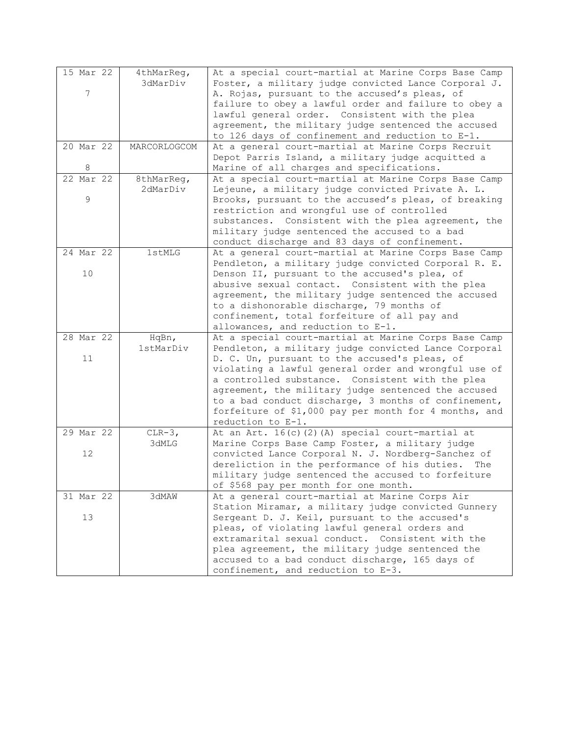| | | |
|---|---|---|
| 15 Mar 22<br><br>7 | 4thMarReg,<br>3dMarDiv | At a special court-martial at Marine Corps Base Camp Foster, a military judge convicted Lance Corporal J. A. Rojas, pursuant to the accused's pleas, of failure to obey a lawful order and failure to obey a lawful general order. Consistent with the plea agreement, the military judge sentenced the accused to 126 days of confinement and reduction to E-1. |
| 20 Mar 22<br><br>8 | MARCORLOGCOM | At a general court-martial at Marine Corps Recruit Depot Parris Island, a military judge acquitted a Marine of all charges and specifications. |
| 22 Mar 22<br><br>9 | 8thMarReg,<br>2dMarDiv | At a special court-martial at Marine Corps Base Camp Lejeune, a military judge convicted Private A. L. Brooks, pursuant to the accused's pleas, of breaking restriction and wrongful use of controlled substances. Consistent with the plea agreement, the military judge sentenced the accused to a bad conduct discharge and 83 days of confinement. |
| 24 Mar 22<br><br>10 | 1stMLG | At a general court-martial at Marine Corps Base Camp Pendleton, a military judge convicted Corporal R. E. Denson II, pursuant to the accused's plea, of abusive sexual contact. Consistent with the plea agreement, the military judge sentenced the accused to a dishonorable discharge, 79 months of confinement, total forfeiture of all pay and allowances, and reduction to E-1. |
| 28 Mar 22<br><br>11 | HqBn,<br>1stMarDiv | At a special court-martial at Marine Corps Base Camp Pendleton, a military judge convicted Lance Corporal D. C. Un, pursuant to the accused's pleas, of violating a lawful general order and wrongful use of a controlled substance. Consistent with the plea agreement, the military judge sentenced the accused to a bad conduct discharge, 3 months of confinement, forfeiture of $1,000 pay per month for 4 months, and reduction to E-1. |
| 29 Mar 22<br><br>12 | CLR-3,<br>3dMLG | At an Art. 16(c)(2)(A) special court-martial at Marine Corps Base Camp Foster, a military judge convicted Lance Corporal N. J. Nordberg-Sanchez of dereliction in the performance of his duties. The military judge sentenced the accused to forfeiture of $568 pay per month for one month. |
| 31 Mar 22<br><br>13 | 3dMAW | At a general court-martial at Marine Corps Air Station Miramar, a military judge convicted Gunnery Sergeant D. J. Keil, pursuant to the accused's pleas, of violating lawful general orders and extramarital sexual conduct. Consistent with the plea agreement, the military judge sentenced the accused to a bad conduct discharge, 165 days of confinement, and reduction to E-3. |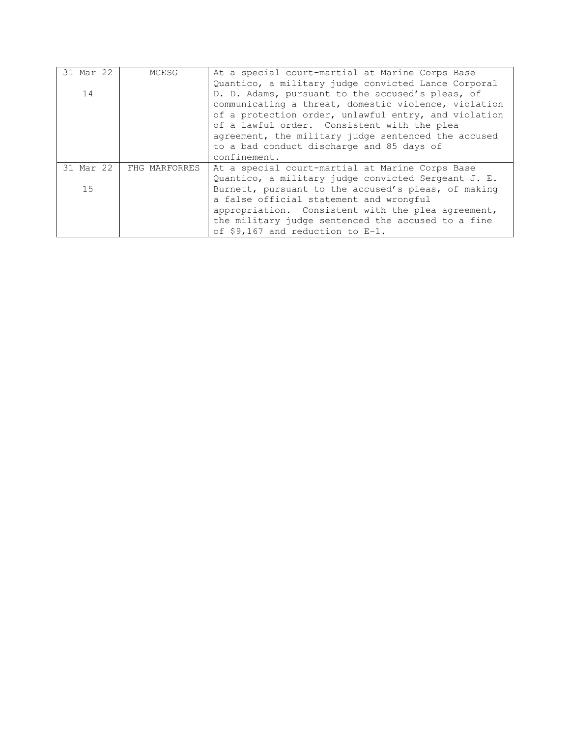| | | |
|---|---|---|
| 31 Mar 22<br><br>14 | MCESG | At a special court-martial at Marine Corps Base Quantico, a military judge convicted Lance Corporal D. D. Adams, pursuant to the accused's pleas, of communicating a threat, domestic violence, violation of a protection order, unlawful entry, and violation of a lawful order. Consistent with the plea agreement, the military judge sentenced the accused to a bad conduct discharge and 85 days of confinement. |
| 31 Mar 22<br><br>15 | FHG MARFORRES | At a special court-martial at Marine Corps Base Quantico, a military judge convicted Sergeant J. E. Burnett, pursuant to the accused's pleas, of making a false official statement and wrongful appropriation. Consistent with the plea agreement, the military judge sentenced the accused to a fine of $9,167 and reduction to E-1. |